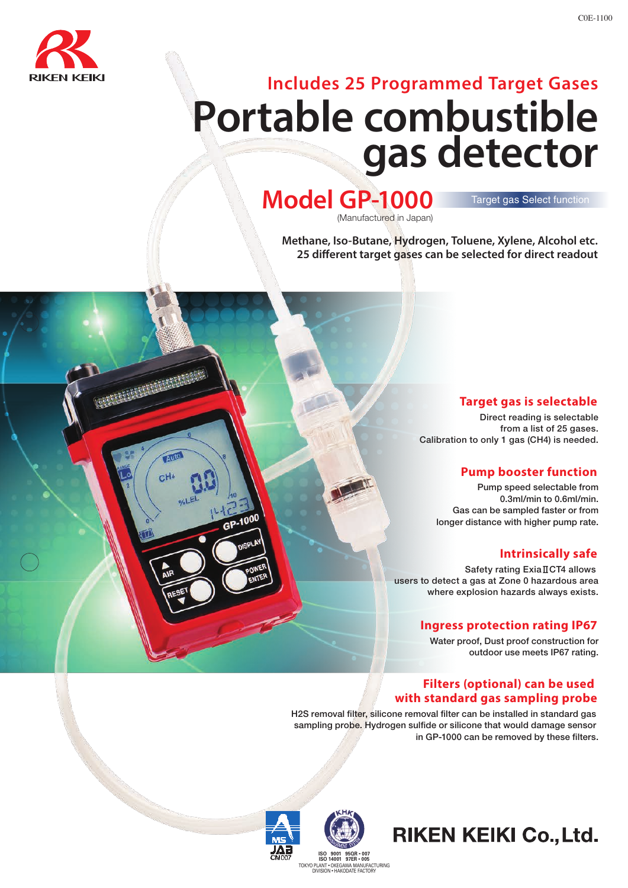COE-1100

RIKEN KEIKI

## Includes 25 Programmed Target Gases

# Portable combustible gas detector

## Model GP-1000

(Manufactured in Japan)

Target gas Select function

**Methane, Iso-Butane, Hydrogen, Toluene, Xylene, Alcohol etc.**
**25 different target gases can be selected for direct readout**

### Target gas is selectable

Direct reading is selectable from a list of 25 gases. Calibration to only 1 gas ($CH_4$) is needed.

### Pump booster function

Pump speed selectable from 0.3ml/min to 0.6ml/min. Gas can be sampled faster or from longer distance with higher pump rate.

### Intrinsically safe

Safety rating ExiaⅡCT4 allows users to detect a gas at Zone 0 hazardous area where explosion hazards always exists.

### Ingress protection rating IP67

Water proof, Dust proof construction for outdoor use meets IP67 rating.

### Filters (optional) can be used with standard gas sampling probe

H2S removal filter, silicone removal filter can be installed in standard gas sampling probe. Hydrogen sulfide or silicone that would damage sensor in GP-1000 can be removed by these filters.

MS JAB CM007

ISO 9001 95QR・007
ISO 14001 97ER・005
TOKYO PLANT・OKEGAWA MANUFACTURING DIVISION・HAKODATE FACTORY

**RIKEN KEIKI Co., Ltd.**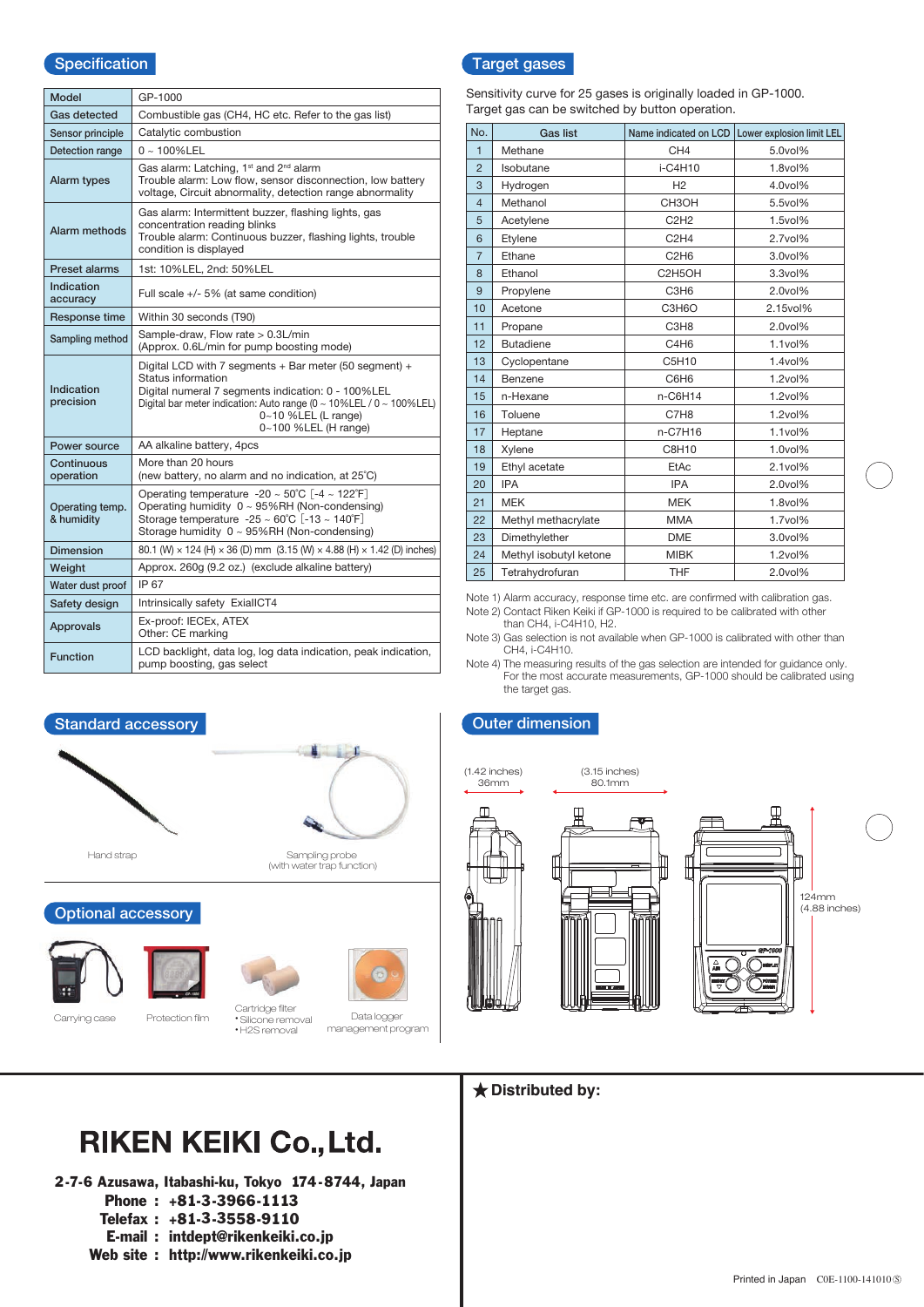## Specification

| | |
|---|---|
| Model | GP-1000 |
| Gas detected | Combustible gas (CH4, HC etc. Refer to the gas list) |
| Sensor principle | Catalytic combustion |
| Detection range | 0 ~ 100%LEL |
| Alarm types | Gas alarm: Latching, 1st and 2nd alarm<br>Trouble alarm: Low flow, sensor disconnection, low battery voltage, Circuit abnormality, detection range abnormality |
| Alarm methods | Gas alarm: Intermittent buzzer, flashing lights, gas concentration reading blinks<br>Trouble alarm: Continuous buzzer, flashing lights, trouble condition is displayed |
| Preset alarms | 1st: 10%LEL, 2nd: 50%LEL |
| Indication accuracy | Full scale +/- 5% (at same condition) |
| Response time | Within 30 seconds (T90) |
| Sampling method | Sample-draw, Flow rate > 0.3L/min<br>(Approx. 0.6L/min for pump boosting mode) |
| Indication precision | Digital LCD with 7 segments + Bar meter (50 segment) + Status information<br>Digital numeral 7 segments indication: 0 - 100%LEL<br>Digital bar meter indication: Auto range (0 ~ 10%LEL / 0 ~ 100%LEL)<br>0~10 %LEL (L range)<br>0~100 %LEL (H range) |
| Power source | AA alkaline battery, 4pcs |
| Continuous operation | More than 20 hours<br>(new battery, no alarm and no indication, at 25℃) |
| Operating temp. & humidity | Operating temperature -20 ~ 50℃ [-4 ~ 122℉]<br>Operating humidity 0 ~ 95%RH (Non-condensing)<br>Storage temperature -25 ~ 60℃ [-13 ~ 140℉]<br>Storage humidity 0 ~ 95%RH (Non-condensing) |
| Dimension | 80.1 (W) × 124 (H) × 36 (D) mm (3.15 (W) × 4.88 (H) × 1.42 (D) inches) |
| Weight | Approx. 260g (9.2 oz.) (exclude alkaline battery) |
| Water dust proof | IP 67 |
| Safety design | Intrinsically safety ExiaIICT4 |
| Approvals | Ex-proof: IECEx, ATEX<br>Other: CE marking |
| Function | LCD backlight, data log, log data indication, peak indication, pump boosting, gas select |

## Target gases

Sensitivity curve for 25 gases is originally loaded in GP-1000.
Target gas can be switched by button operation.

| No. | Gas list | Name indicated on LCD | Lower explosion limit LEL |
|---|---|---|---|
| 1 | Methane | CH4 | 5.0vol% |
| 2 | Isobutane | i-C4H10 | 1.8vol% |
| 3 | Hydrogen | H2 | 4.0vol% |
| 4 | Methanol | CH3OH | 5.5vol% |
| 5 | Acetylene | C2H2 | 1.5vol% |
| 6 | Etylene | C2H4 | 2.7vol% |
| 7 | Ethane | C2H6 | 3.0vol% |
| 8 | Ethanol | C2H5OH | 3.3vol% |
| 9 | Propylene | C3H6 | 2.0vol% |
| 10 | Acetone | C3H6O | 2.15vol% |
| 11 | Propane | C3H8 | 2.0vol% |
| 12 | Butadiene | C4H6 | 1.1vol% |
| 13 | Cyclopentane | C5H10 | 1.4vol% |
| 14 | Benzene | C6H6 | 1.2vol% |
| 15 | n-Hexane | n-C6H14 | 1.2vol% |
| 16 | Toluene | C7H8 | 1.2vol% |
| 17 | Heptane | n-C7H16 | 1.1vol% |
| 18 | Xylene | C8H10 | 1.0vol% |
| 19 | Ethyl acetate | EtAc | 2.1vol% |
| 20 | IPA | IPA | 2.0vol% |
| 21 | MEK | MEK | 1.8vol% |
| 22 | Methyl methacrylate | MMA | 1.7vol% |
| 23 | Dimethylether | DME | 3.0vol% |
| 24 | Methyl isobutyl ketone | MIBK | 1.2vol% |
| 25 | Tetrahydrofuran | THF | 2.0vol% |

Note 1) Alarm accuracy, response time etc. are confirmed with calibration gas.
Note 2) Contact Riken Keiki if GP-1000 is required to be calibrated with other than CH4, i-C4H10, H2.
Note 3) Gas selection is not available when GP-1000 is calibrated with other than CH4, i-C4H10.
Note 4) The measuring results of the gas selection are intended for guidance only. For the most accurate measurements, GP-1000 should be calibrated using the target gas.

## Standard accessory

Hand strap

Sampling probe
(with water trap function)

## Optional accessory

Carrying case

Protection film

Cartridge filter
• Silicone removal
• H2S removal

Data logger management program

## Outer dimension

(1.42 inches)
36mm

(3.15 inches)
80.1mm

124mm
(4.88 inches)

# RIKEN KEIKI Co., Ltd.

**2-7-6 Azusawa, Itabashi-ku, Tokyo 174-8744, Japan**
**Phone : +81-3-3966-1113**
**Telefax : +81-3-3558-9110**
**E-mail : intdept@rikenkeiki.co.jp**
**Web site : http://www.rikenkeiki.co.jp**

**★ Distributed by:**

Printed in Japan C0E-1100-141010Ⓢ